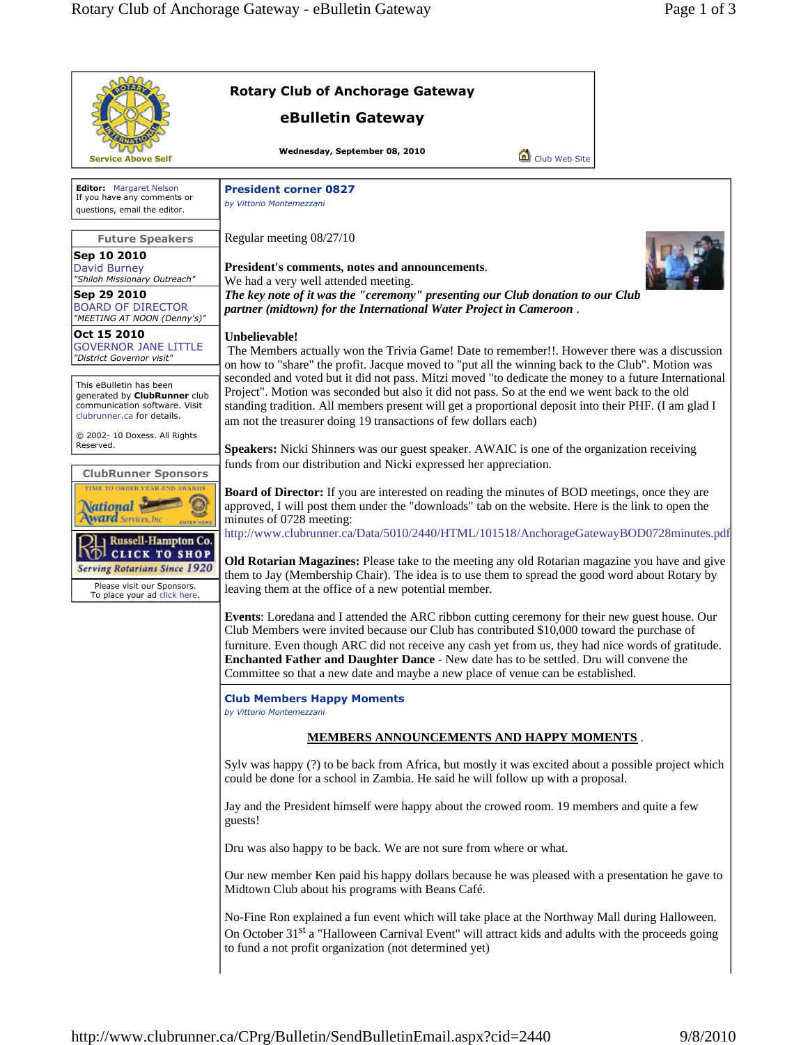# Rotary Club of Anchorage Gateway

## eBulletin Gateway

**Wednesday, September 08, 2010**

Service Above Self

Club Web Site

**Editor:** Margaret Nelson
If you have any comments or questions, email the editor.

### Future Speakers

**Sep 10 2010**
David Burney
*"Shiloh Missionary Outreach"*

**Sep 29 2010**
BOARD OF DIRECTOR
*"MEETING AT NOON (Denny's)"*

**Oct 15 2010**
GOVERNOR JANE LITTLE
*"District Governor visit"*

This eBulletin has been generated by **ClubRunner** club communication software. Visit clubrunner.ca for details.

© 2002- 10 Doxess. All Rights Reserved.

### ClubRunner Sponsors

Please visit our Sponsors.
To place your ad click here.

---

## President corner 0827

*by Vittorio Montemezzani*

Regular meeting 08/27/10

**President's comments, notes and announcements**.
We had a very well attended meeting.
***The key note of it was the "ceremony" presenting our Club donation to our Club partner (midtown) for the International Water Project in Cameroon*** .

**Unbelievable!**
The Members actually won the Trivia Game! Date to remember!!. However there was a discussion on how to "share" the profit. Jacque moved to "put all the winning back to the Club". Motion was seconded and voted but it did not pass. Mitzi moved "to dedicate the money to a future International Project". Motion was seconded but also it did not pass. So at the end we went back to the old standing tradition. All members present will get a proportional deposit into their PHF. (I am glad I am not the treasurer doing 19 transactions of few dollars each)

**Speakers:** Nicki Shinners was our guest speaker. AWAIC is one of the organization receiving funds from our distribution and Nicki expressed her appreciation.

**Board of Director:** If you are interested on reading the minutes of BOD meetings, once they are approved, I will post them under the "downloads" tab on the website. Here is the link to open the minutes of 0728 meeting:
http://www.clubrunner.ca/Data/5010/2440/HTML/101518/AnchorageGatewayBOD0728minutes.pdf

**Old Rotarian Magazines:** Please take to the meeting any old Rotarian magazine you have and give them to Jay (Membership Chair). The idea is to use them to spread the good word about Rotary by leaving them at the office of a new potential member.

**Events**: Loredana and I attended the ARC ribbon cutting ceremony for their new guest house. Our Club Members were invited because our Club has contributed $10,000 toward the purchase of furniture. Even though ARC did not receive any cash yet from us, they had nice words of gratitude.
**Enchanted Father and Daughter Dance** - New date has to be settled. Dru will convene the Committee so that a new date and maybe a new place of venue can be established.

## Club Members Happy Moments

*by Vittorio Montemezzani*

**MEMBERS ANNOUNCEMENTS AND HAPPY MOMENTS** .

Sylv was happy (?) to be back from Africa, but mostly it was excited about a possible project which could be done for a school in Zambia. He said he will follow up with a proposal.

Jay and the President himself were happy about the crowed room. 19 members and quite a few guests!

Dru was also happy to be back. We are not sure from where or what.

Our new member Ken paid his happy dollars because he was pleased with a presentation he gave to Midtown Club about his programs with Beans Café.

No-Fine Ron explained a fun event which will take place at the Northway Mall during Halloween. On October 31st a "Halloween Carnival Event" will attract kids and adults with the proceeds going to fund a not profit organization (not determined yet)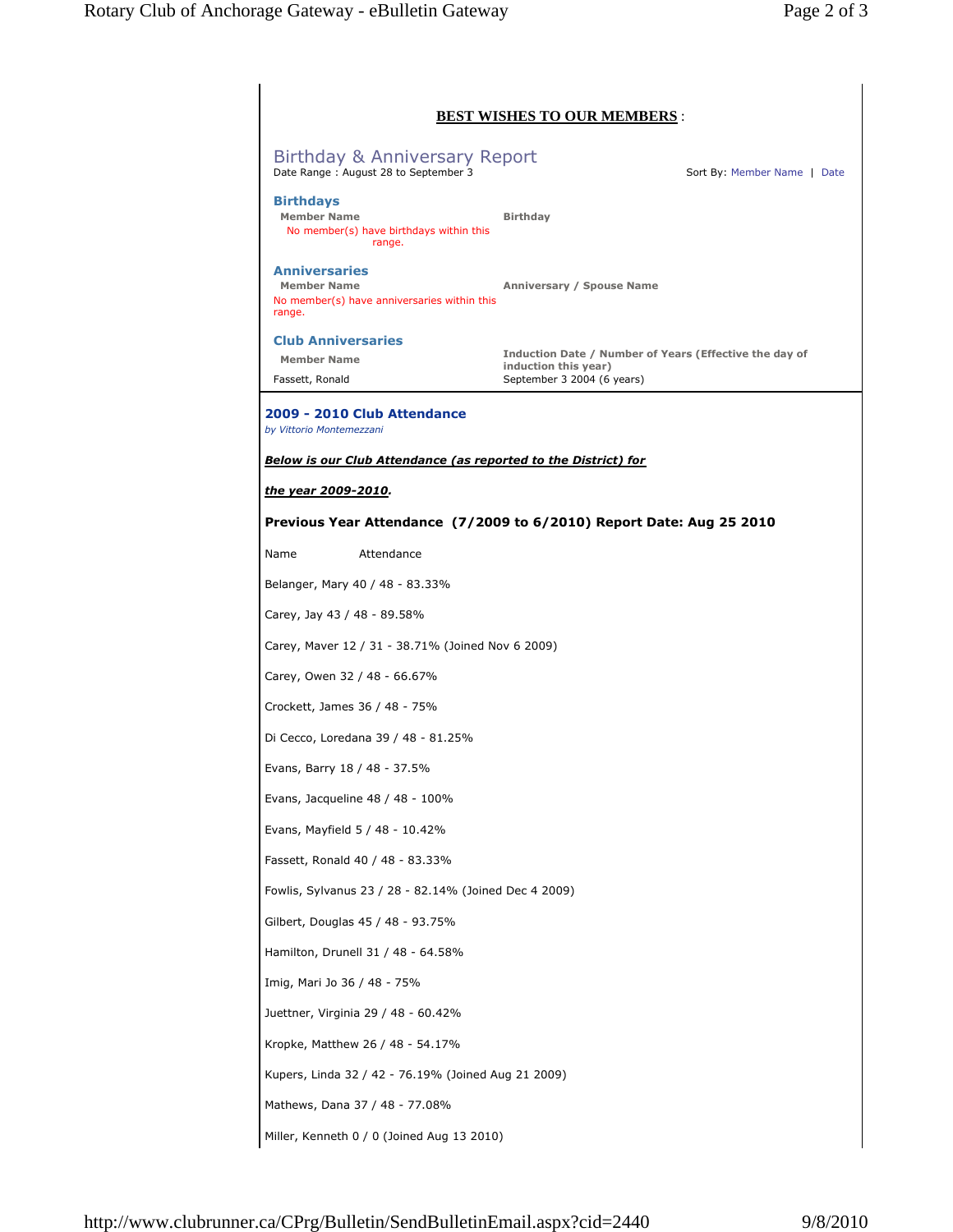**BEST WISHES TO OUR MEMBERS** :

## Birthday & Anniversary Report

Date Range : August 28 to September 3

Sort By: Member Name | Date

### Birthdays

| Member Name | Birthday |
| --- | --- |
| No member(s) have birthdays within this range. | |

### Anniversaries

| Member Name | Anniversary / Spouse Name |
| --- | --- |
| No member(s) have anniversaries within this range. | |

### Club Anniversaries

| Member Name | Induction Date / Number of Years (Effective the day of induction this year) |
| --- | --- |
| Fassett, Ronald | September 3 2004 (6 years) |

## 2009 - 2010 Club Attendance

*by Vittorio Montemezzani*

***Below is our Club Attendance (as reported to the District) for the year 2009-2010.***

**Previous Year Attendance (7/2009 to 6/2010) Report Date: Aug 25 2010**

Name Attendance

Belanger, Mary 40 / 48 - 83.33%

Carey, Jay 43 / 48 - 89.58%

Carey, Maver 12 / 31 - 38.71% (Joined Nov 6 2009)

Carey, Owen 32 / 48 - 66.67%

Crockett, James 36 / 48 - 75%

Di Cecco, Loredana 39 / 48 - 81.25%

Evans, Barry 18 / 48 - 37.5%

Evans, Jacqueline 48 / 48 - 100%

Evans, Mayfield 5 / 48 - 10.42%

Fassett, Ronald 40 / 48 - 83.33%

Fowlis, Sylvanus 23 / 28 - 82.14% (Joined Dec 4 2009)

Gilbert, Douglas 45 / 48 - 93.75%

Hamilton, Drunell 31 / 48 - 64.58%

Imig, Mari Jo 36 / 48 - 75%

Juettner, Virginia 29 / 48 - 60.42%

Kropke, Matthew 26 / 48 - 54.17%

Kupers, Linda 32 / 42 - 76.19% (Joined Aug 21 2009)

Mathews, Dana 37 / 48 - 77.08%

Miller, Kenneth 0 / 0 (Joined Aug 13 2010)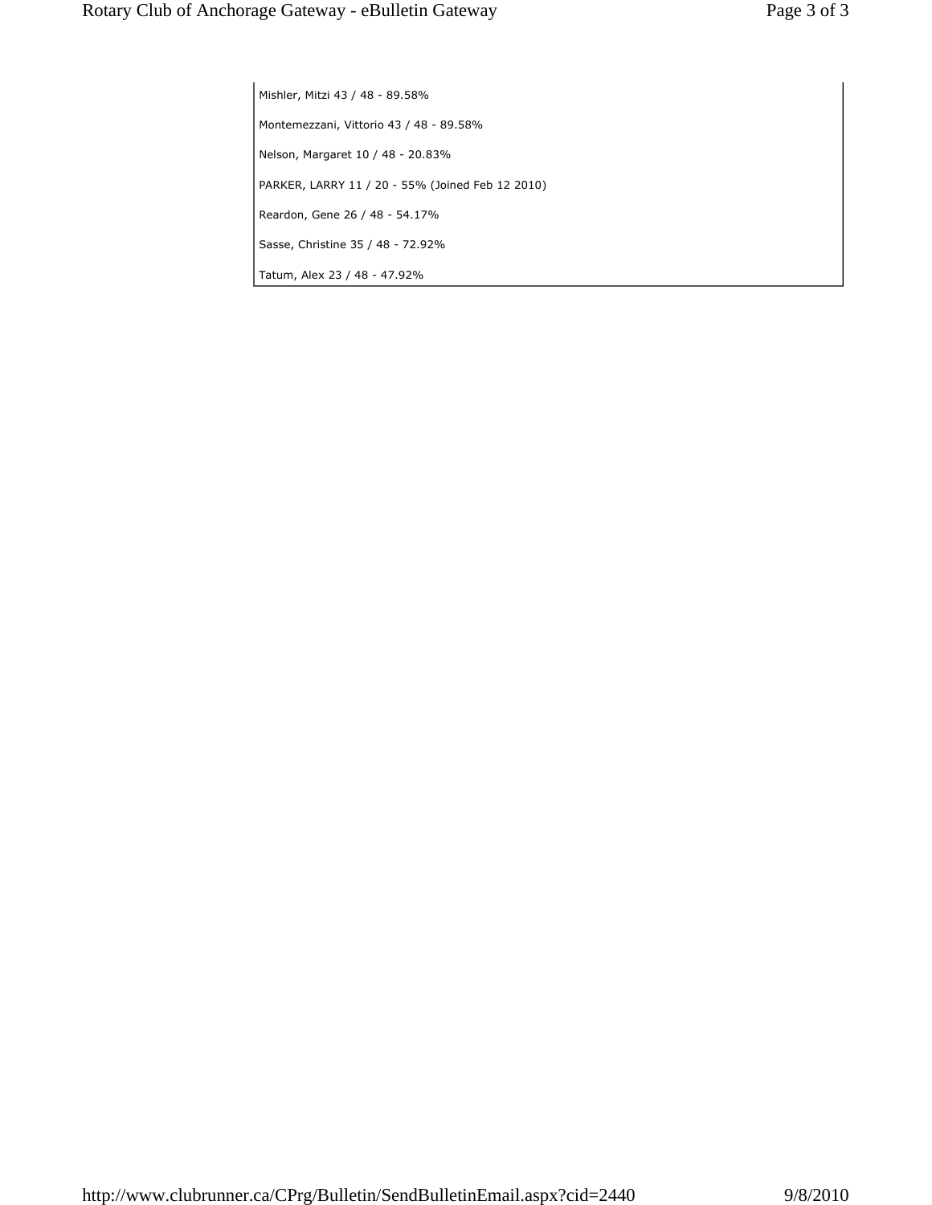Mishler, Mitzi 43 / 48 - 89.58%

Montemezzani, Vittorio 43 / 48 - 89.58%

Nelson, Margaret 10 / 48 - 20.83%

PARKER, LARRY 11 / 20 - 55% (Joined Feb 12 2010)

Reardon, Gene 26 / 48 - 54.17%

Sasse, Christine 35 / 48 - 72.92%

Tatum, Alex 23 / 48 - 47.92%